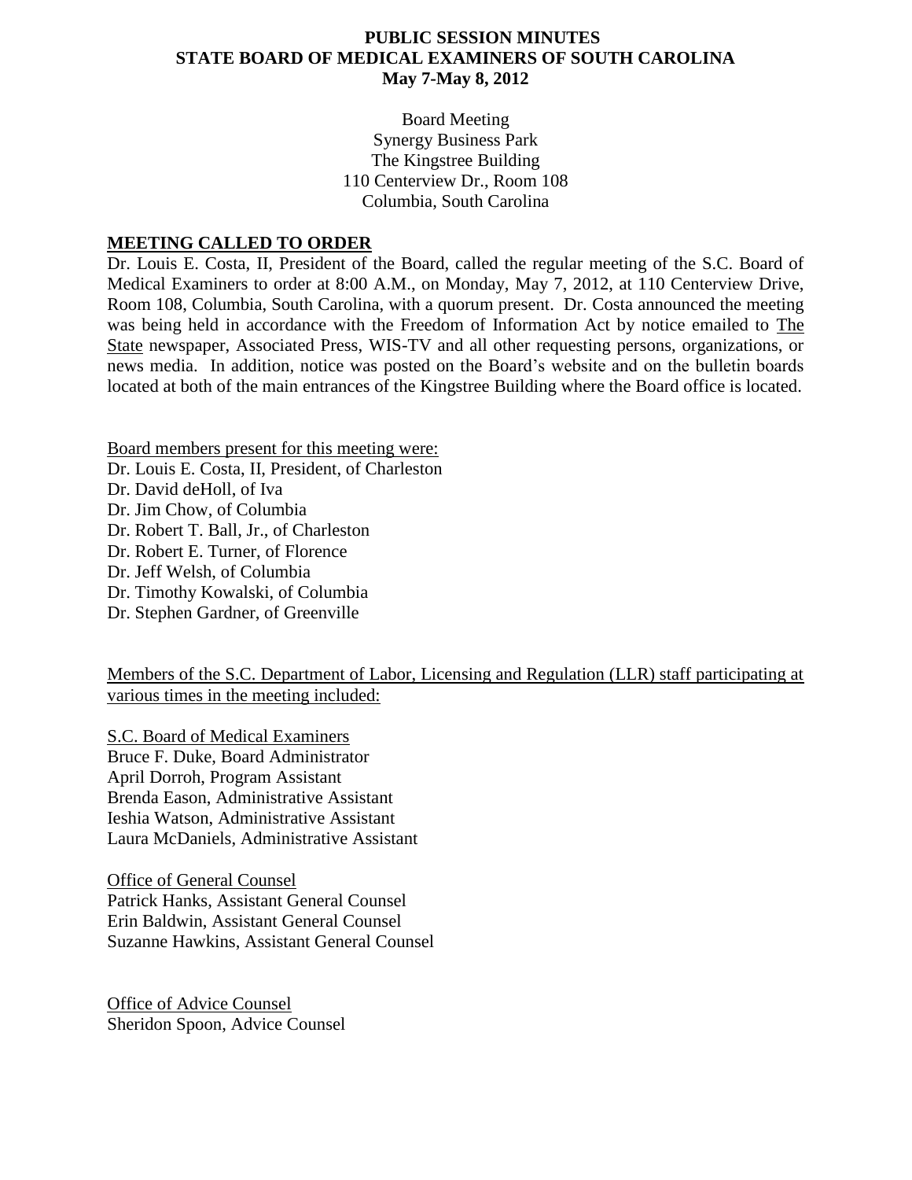# PUBLIC SESSION MINUTES
# STATE BOARD OF MEDICAL EXAMINERS OF SOUTH CAROLINA
# May 7-May 8, 2012

Board Meeting
Synergy Business Park
The Kingstree Building
110 Centerview Dr., Room 108
Columbia, South Carolina

## MEETING CALLED TO ORDER

Dr. Louis E. Costa, II, President of the Board, called the regular meeting of the S.C. Board of Medical Examiners to order at 8:00 A.M., on Monday, May 7, 2012, at 110 Centerview Drive, Room 108, Columbia, South Carolina, with a quorum present. Dr. Costa announced the meeting was being held in accordance with the Freedom of Information Act by notice emailed to The State newspaper, Associated Press, WIS-TV and all other requesting persons, organizations, or news media. In addition, notice was posted on the Board's website and on the bulletin boards located at both of the main entrances of the Kingstree Building where the Board office is located.

Board members present for this meeting were:
Dr. Louis E. Costa, II, President, of Charleston
Dr. David deHoll, of Iva
Dr. Jim Chow, of Columbia
Dr. Robert T. Ball, Jr., of Charleston
Dr. Robert E. Turner, of Florence
Dr. Jeff Welsh, of Columbia
Dr. Timothy Kowalski, of Columbia
Dr. Stephen Gardner, of Greenville

Members of the S.C. Department of Labor, Licensing and Regulation (LLR) staff participating at various times in the meeting included:

S.C. Board of Medical Examiners
Bruce F. Duke, Board Administrator
April Dorroh, Program Assistant
Brenda Eason, Administrative Assistant
Ieshia Watson, Administrative Assistant
Laura McDaniels, Administrative Assistant

Office of General Counsel
Patrick Hanks, Assistant General Counsel
Erin Baldwin, Assistant General Counsel
Suzanne Hawkins, Assistant General Counsel

Office of Advice Counsel
Sheridon Spoon, Advice Counsel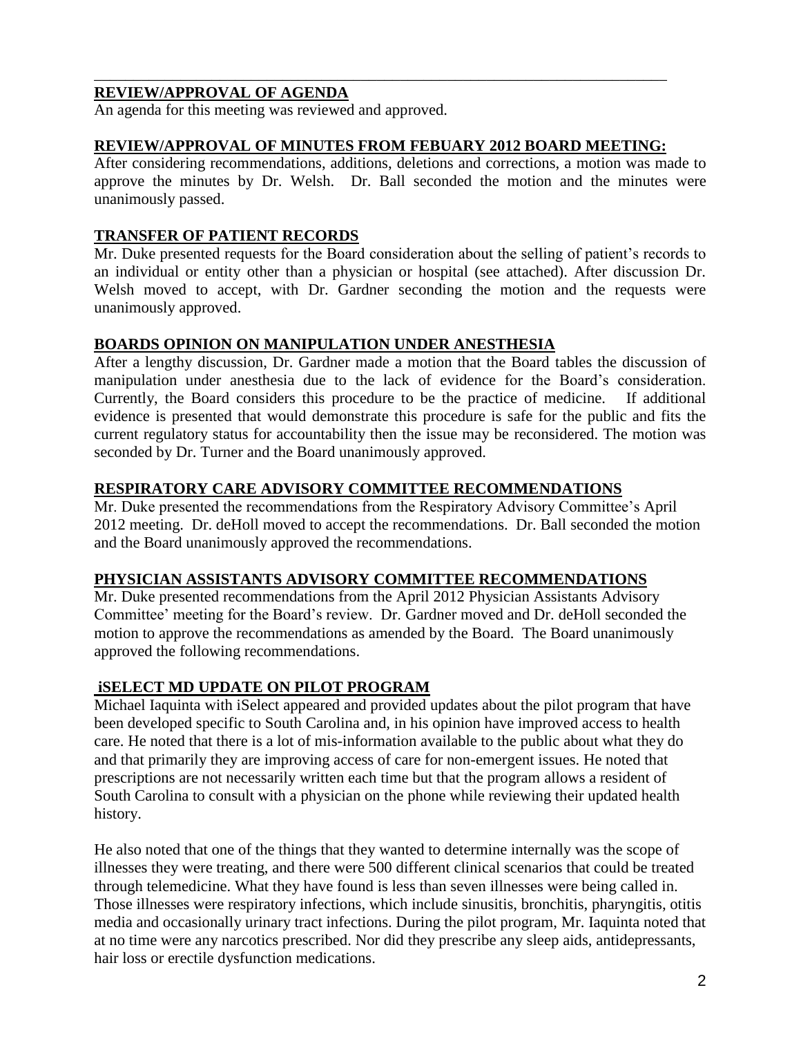## REVIEW/APPROVAL OF AGENDA

An agenda for this meeting was reviewed and approved.

## REVIEW/APPROVAL OF MINUTES FROM FEBUARY 2012 BOARD MEETING:

After considering recommendations, additions, deletions and corrections, a motion was made to approve the minutes by Dr. Welsh. Dr. Ball seconded the motion and the minutes were unanimously passed.

## TRANSFER OF PATIENT RECORDS

Mr. Duke presented requests for the Board consideration about the selling of patient's records to an individual or entity other than a physician or hospital (see attached). After discussion Dr. Welsh moved to accept, with Dr. Gardner seconding the motion and the requests were unanimously approved.

## BOARDS OPINION ON MANIPULATION UNDER ANESTHESIA

After a lengthy discussion, Dr. Gardner made a motion that the Board tables the discussion of manipulation under anesthesia due to the lack of evidence for the Board's consideration. Currently, the Board considers this procedure to be the practice of medicine. If additional evidence is presented that would demonstrate this procedure is safe for the public and fits the current regulatory status for accountability then the issue may be reconsidered. The motion was seconded by Dr. Turner and the Board unanimously approved.

## RESPIRATORY CARE ADVISORY COMMITTEE RECOMMENDATIONS

Mr. Duke presented the recommendations from the Respiratory Advisory Committee's April 2012 meeting. Dr. deHoll moved to accept the recommendations. Dr. Ball seconded the motion and the Board unanimously approved the recommendations.

## PHYSICIAN ASSISTANTS ADVISORY COMMITTEE RECOMMENDATIONS

Mr. Duke presented recommendations from the April 2012 Physician Assistants Advisory Committee' meeting for the Board's review. Dr. Gardner moved and Dr. deHoll seconded the motion to approve the recommendations as amended by the Board. The Board unanimously approved the following recommendations.

## iSELECT MD UPDATE ON PILOT PROGRAM

Michael Iaquinta with iSelect appeared and provided updates about the pilot program that have been developed specific to South Carolina and, in his opinion have improved access to health care. He noted that there is a lot of mis-information available to the public about what they do and that primarily they are improving access of care for non-emergent issues. He noted that prescriptions are not necessarily written each time but that the program allows a resident of South Carolina to consult with a physician on the phone while reviewing their updated health history.

He also noted that one of the things that they wanted to determine internally was the scope of illnesses they were treating, and there were 500 different clinical scenarios that could be treated through telemedicine. What they have found is less than seven illnesses were being called in. Those illnesses were respiratory infections, which include sinusitis, bronchitis, pharyngitis, otitis media and occasionally urinary tract infections. During the pilot program, Mr. Iaquinta noted that at no time were any narcotics prescribed. Nor did they prescribe any sleep aids, antidepressants, hair loss or erectile dysfunction medications.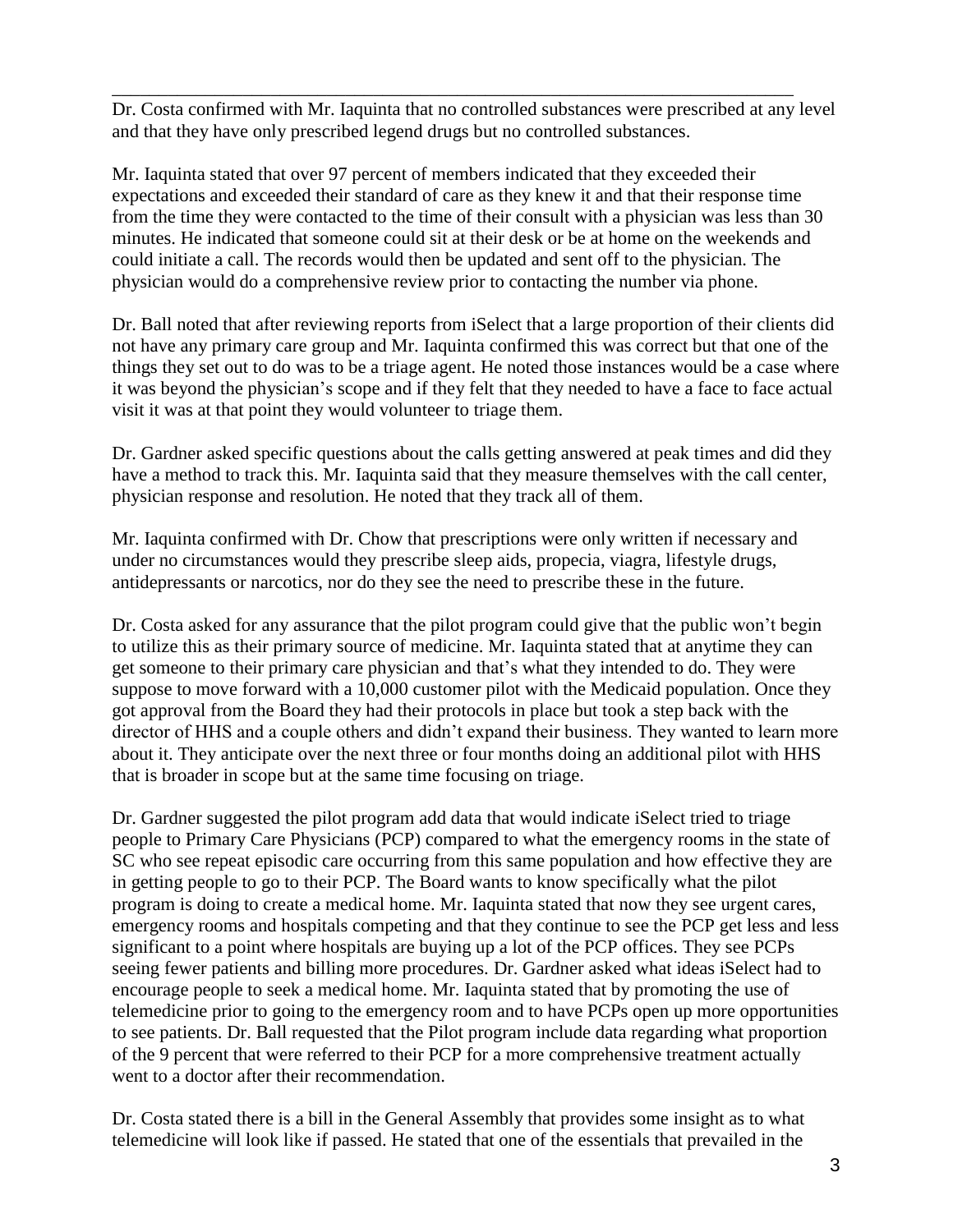Dr. Costa confirmed with Mr. Iaquinta that no controlled substances were prescribed at any level and that they have only prescribed legend drugs but no controlled substances.

Mr. Iaquinta stated that over 97 percent of members indicated that they exceeded their expectations and exceeded their standard of care as they knew it and that their response time from the time they were contacted to the time of their consult with a physician was less than 30 minutes. He indicated that someone could sit at their desk or be at home on the weekends and could initiate a call. The records would then be updated and sent off to the physician. The physician would do a comprehensive review prior to contacting the number via phone.

Dr. Ball noted that after reviewing reports from iSelect that a large proportion of their clients did not have any primary care group and Mr. Iaquinta confirmed this was correct but that one of the things they set out to do was to be a triage agent. He noted those instances would be a case where it was beyond the physician's scope and if they felt that they needed to have a face to face actual visit it was at that point they would volunteer to triage them.

Dr. Gardner asked specific questions about the calls getting answered at peak times and did they have a method to track this. Mr. Iaquinta said that they measure themselves with the call center, physician response and resolution. He noted that they track all of them.

Mr. Iaquinta confirmed with Dr. Chow that prescriptions were only written if necessary and under no circumstances would they prescribe sleep aids, propecia, viagra, lifestyle drugs, antidepressants or narcotics, nor do they see the need to prescribe these in the future.

Dr. Costa asked for any assurance that the pilot program could give that the public won't begin to utilize this as their primary source of medicine. Mr. Iaquinta stated that at anytime they can get someone to their primary care physician and that's what they intended to do. They were suppose to move forward with a 10,000 customer pilot with the Medicaid population. Once they got approval from the Board they had their protocols in place but took a step back with the director of HHS and a couple others and didn't expand their business. They wanted to learn more about it. They anticipate over the next three or four months doing an additional pilot with HHS that is broader in scope but at the same time focusing on triage.

Dr. Gardner suggested the pilot program add data that would indicate iSelect tried to triage people to Primary Care Physicians (PCP) compared to what the emergency rooms in the state of SC who see repeat episodic care occurring from this same population and how effective they are in getting people to go to their PCP. The Board wants to know specifically what the pilot program is doing to create a medical home. Mr. Iaquinta stated that now they see urgent cares, emergency rooms and hospitals competing and that they continue to see the PCP get less and less significant to a point where hospitals are buying up a lot of the PCP offices. They see PCPs seeing fewer patients and billing more procedures. Dr. Gardner asked what ideas iSelect had to encourage people to seek a medical home. Mr. Iaquinta stated that by promoting the use of telemedicine prior to going to the emergency room and to have PCPs open up more opportunities to see patients. Dr. Ball requested that the Pilot program include data regarding what proportion of the 9 percent that were referred to their PCP for a more comprehensive treatment actually went to a doctor after their recommendation.

Dr. Costa stated there is a bill in the General Assembly that provides some insight as to what telemedicine will look like if passed. He stated that one of the essentials that prevailed in the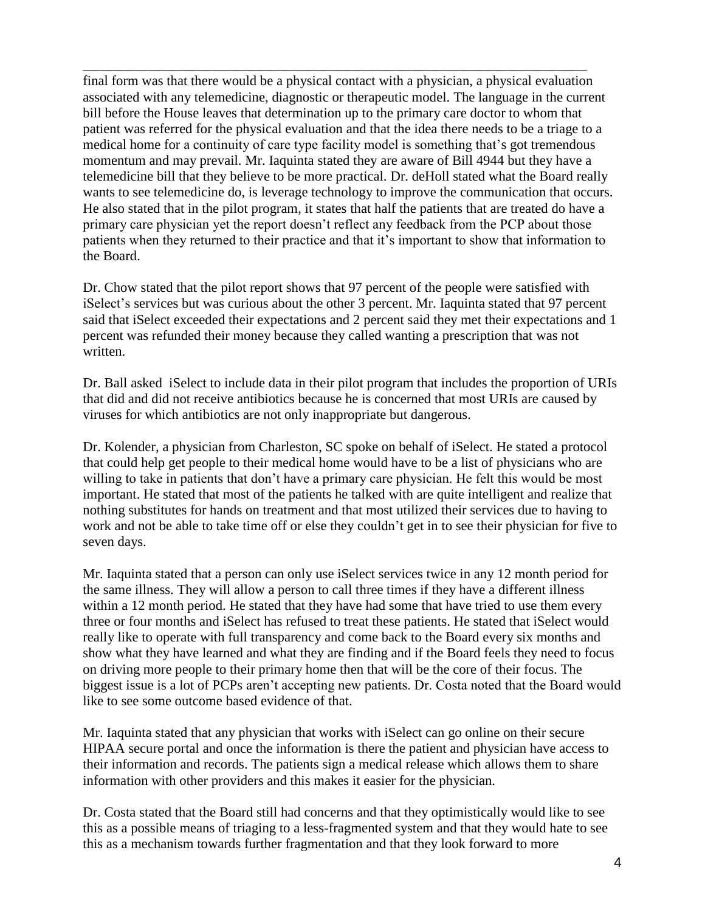final form was that there would be a physical contact with a physician, a physical evaluation associated with any telemedicine, diagnostic or therapeutic model. The language in the current bill before the House leaves that determination up to the primary care doctor to whom that patient was referred for the physical evaluation and that the idea there needs to be a triage to a medical home for a continuity of care type facility model is something that's got tremendous momentum and may prevail. Mr. Iaquinta stated they are aware of Bill 4944 but they have a telemedicine bill that they believe to be more practical. Dr. deHoll stated what the Board really wants to see telemedicine do, is leverage technology to improve the communication that occurs. He also stated that in the pilot program, it states that half the patients that are treated do have a primary care physician yet the report doesn't reflect any feedback from the PCP about those patients when they returned to their practice and that it's important to show that information to the Board.

Dr. Chow stated that the pilot report shows that 97 percent of the people were satisfied with iSelect's services but was curious about the other 3 percent. Mr. Iaquinta stated that 97 percent said that iSelect exceeded their expectations and 2 percent said they met their expectations and 1 percent was refunded their money because they called wanting a prescription that was not written.

Dr. Ball asked iSelect to include data in their pilot program that includes the proportion of URIs that did and did not receive antibiotics because he is concerned that most URIs are caused by viruses for which antibiotics are not only inappropriate but dangerous.

Dr. Kolender, a physician from Charleston, SC spoke on behalf of iSelect. He stated a protocol that could help get people to their medical home would have to be a list of physicians who are willing to take in patients that don't have a primary care physician. He felt this would be most important. He stated that most of the patients he talked with are quite intelligent and realize that nothing substitutes for hands on treatment and that most utilized their services due to having to work and not be able to take time off or else they couldn't get in to see their physician for five to seven days.

Mr. Iaquinta stated that a person can only use iSelect services twice in any 12 month period for the same illness. They will allow a person to call three times if they have a different illness within a 12 month period. He stated that they have had some that have tried to use them every three or four months and iSelect has refused to treat these patients. He stated that iSelect would really like to operate with full transparency and come back to the Board every six months and show what they have learned and what they are finding and if the Board feels they need to focus on driving more people to their primary home then that will be the core of their focus. The biggest issue is a lot of PCPs aren't accepting new patients. Dr. Costa noted that the Board would like to see some outcome based evidence of that.

Mr. Iaquinta stated that any physician that works with iSelect can go online on their secure HIPAA secure portal and once the information is there the patient and physician have access to their information and records. The patients sign a medical release which allows them to share information with other providers and this makes it easier for the physician.

Dr. Costa stated that the Board still had concerns and that they optimistically would like to see this as a possible means of triaging to a less-fragmented system and that they would hate to see this as a mechanism towards further fragmentation and that they look forward to more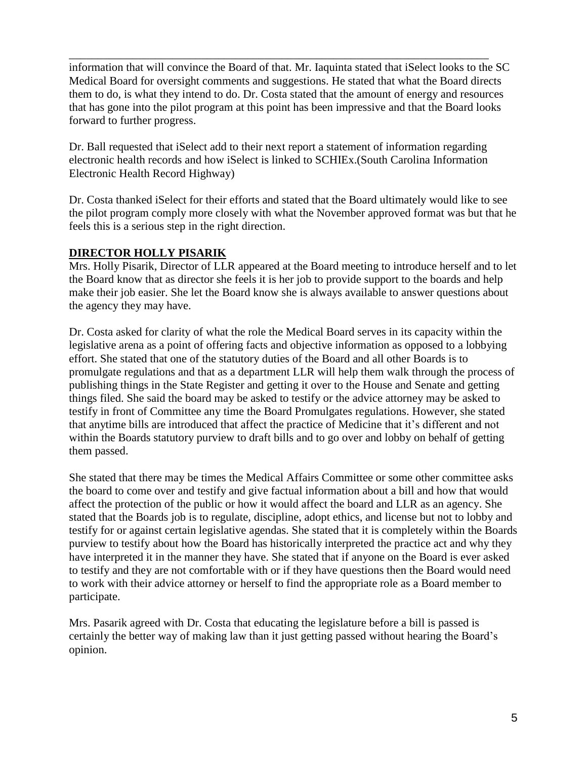information that will convince the Board of that. Mr. Iaquinta stated that iSelect looks to the SC Medical Board for oversight comments and suggestions. He stated that what the Board directs them to do, is what they intend to do. Dr. Costa stated that the amount of energy and resources that has gone into the pilot program at this point has been impressive and that the Board looks forward to further progress.

Dr. Ball requested that iSelect add to their next report a statement of information regarding electronic health records and how iSelect is linked to SCHIEx.(South Carolina Information Electronic Health Record Highway)

Dr. Costa thanked iSelect for their efforts and stated that the Board ultimately would like to see the pilot program comply more closely with what the November approved format was but that he feels this is a serious step in the right direction.

## DIRECTOR HOLLY PISARIK

Mrs. Holly Pisarik, Director of LLR appeared at the Board meeting to introduce herself and to let the Board know that as director she feels it is her job to provide support to the boards and help make their job easier. She let the Board know she is always available to answer questions about the agency they may have.

Dr. Costa asked for clarity of what the role the Medical Board serves in its capacity within the legislative arena as a point of offering facts and objective information as opposed to a lobbying effort. She stated that one of the statutory duties of the Board and all other Boards is to promulgate regulations and that as a department LLR will help them walk through the process of publishing things in the State Register and getting it over to the House and Senate and getting things filed. She said the board may be asked to testify or the advice attorney may be asked to testify in front of Committee any time the Board Promulgates regulations. However, she stated that anytime bills are introduced that affect the practice of Medicine that it's different and not within the Boards statutory purview to draft bills and to go over and lobby on behalf of getting them passed.

She stated that there may be times the Medical Affairs Committee or some other committee asks the board to come over and testify and give factual information about a bill and how that would affect the protection of the public or how it would affect the board and LLR as an agency. She stated that the Boards job is to regulate, discipline, adopt ethics, and license but not to lobby and testify for or against certain legislative agendas. She stated that it is completely within the Boards purview to testify about how the Board has historically interpreted the practice act and why they have interpreted it in the manner they have. She stated that if anyone on the Board is ever asked to testify and they are not comfortable with or if they have questions then the Board would need to work with their advice attorney or herself to find the appropriate role as a Board member to participate.

Mrs. Pasarik agreed with Dr. Costa that educating the legislature before a bill is passed is certainly the better way of making law than it just getting passed without hearing the Board's opinion.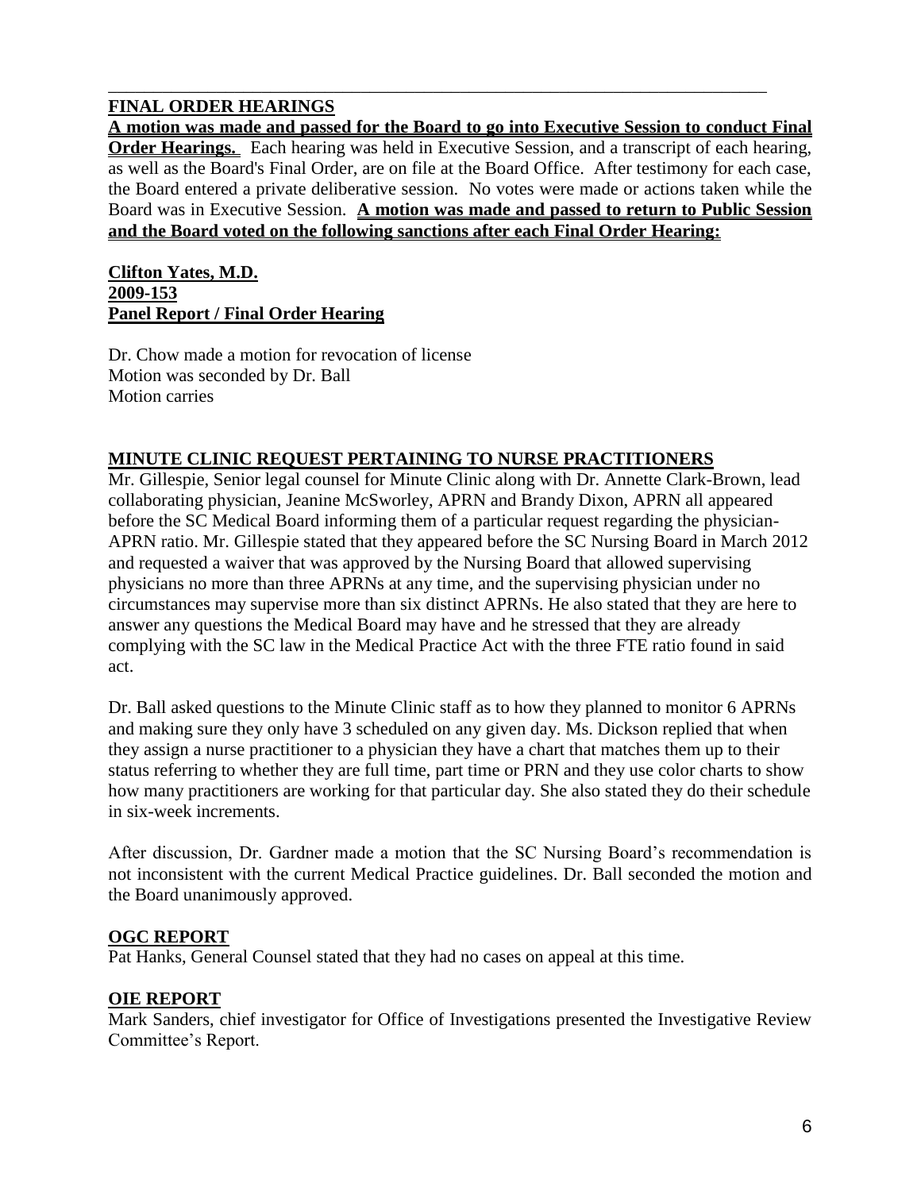---

## FINAL ORDER HEARINGS

**A motion was made and passed for the Board to go into Executive Session to conduct Final Order Hearings.** Each hearing was held in Executive Session, and a transcript of each hearing, as well as the Board's Final Order, are on file at the Board Office. After testimony for each case, the Board entered a private deliberative session. No votes were made or actions taken while the Board was in Executive Session. **A motion was made and passed to return to Public Session and the Board voted on the following sanctions after each Final Order Hearing:**

**Clifton Yates, M.D.**
**2009-153**
**Panel Report / Final Order Hearing**

Dr. Chow made a motion for revocation of license
Motion was seconded by Dr. Ball
Motion carries

## MINUTE CLINIC REQUEST PERTAINING TO NURSE PRACTITIONERS

Mr. Gillespie, Senior legal counsel for Minute Clinic along with Dr. Annette Clark-Brown, lead collaborating physician, Jeanine McSworley, APRN and Brandy Dixon, APRN all appeared before the SC Medical Board informing them of a particular request regarding the physician-APRN ratio. Mr. Gillespie stated that they appeared before the SC Nursing Board in March 2012 and requested a waiver that was approved by the Nursing Board that allowed supervising physicians no more than three APRNs at any time, and the supervising physician under no circumstances may supervise more than six distinct APRNs. He also stated that they are here to answer any questions the Medical Board may have and he stressed that they are already complying with the SC law in the Medical Practice Act with the three FTE ratio found in said act.

Dr. Ball asked questions to the Minute Clinic staff as to how they planned to monitor 6 APRNs and making sure they only have 3 scheduled on any given day. Ms. Dickson replied that when they assign a nurse practitioner to a physician they have a chart that matches them up to their status referring to whether they are full time, part time or PRN and they use color charts to show how many practitioners are working for that particular day. She also stated they do their schedule in six-week increments.

After discussion, Dr. Gardner made a motion that the SC Nursing Board's recommendation is not inconsistent with the current Medical Practice guidelines. Dr. Ball seconded the motion and the Board unanimously approved.

## OGC REPORT

Pat Hanks, General Counsel stated that they had no cases on appeal at this time.

## OIE REPORT

Mark Sanders, chief investigator for Office of Investigations presented the Investigative Review Committee's Report.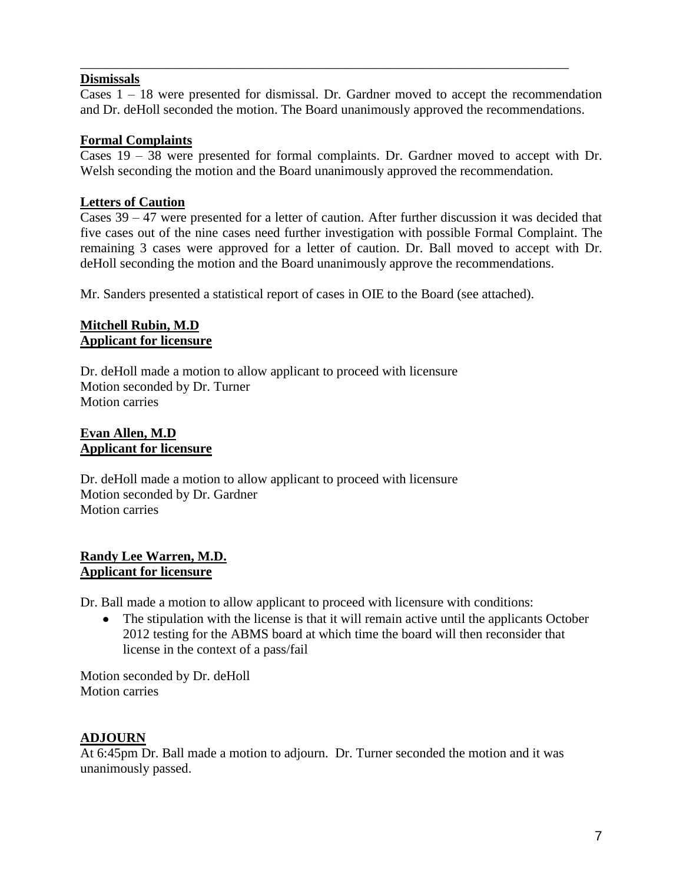---

**Dismissals**

Cases 1 – 18 were presented for dismissal. Dr. Gardner moved to accept the recommendation and Dr. deHoll seconded the motion. The Board unanimously approved the recommendations.

**Formal Complaints**

Cases 19 – 38 were presented for formal complaints. Dr. Gardner moved to accept with Dr. Welsh seconding the motion and the Board unanimously approved the recommendation.

**Letters of Caution**

Cases 39 – 47 were presented for a letter of caution. After further discussion it was decided that five cases out of the nine cases need further investigation with possible Formal Complaint. The remaining 3 cases were approved for a letter of caution. Dr. Ball moved to accept with Dr. deHoll seconding the motion and the Board unanimously approve the recommendations.

Mr. Sanders presented a statistical report of cases in OIE to the Board (see attached).

**Mitchell Rubin, M.D**
**Applicant for licensure**

Dr. deHoll made a motion to allow applicant to proceed with licensure
Motion seconded by Dr. Turner
Motion carries

**Evan Allen, M.D**
**Applicant for licensure**

Dr. deHoll made a motion to allow applicant to proceed with licensure
Motion seconded by Dr. Gardner
Motion carries

**Randy Lee Warren, M.D.**
**Applicant for licensure**

Dr. Ball made a motion to allow applicant to proceed with licensure with conditions:

- The stipulation with the license is that it will remain active until the applicants October 2012 testing for the ABMS board at which time the board will then reconsider that license in the context of a pass/fail

Motion seconded by Dr. deHoll
Motion carries

**ADJOURN**

At 6:45pm Dr. Ball made a motion to adjourn. Dr. Turner seconded the motion and it was unanimously passed.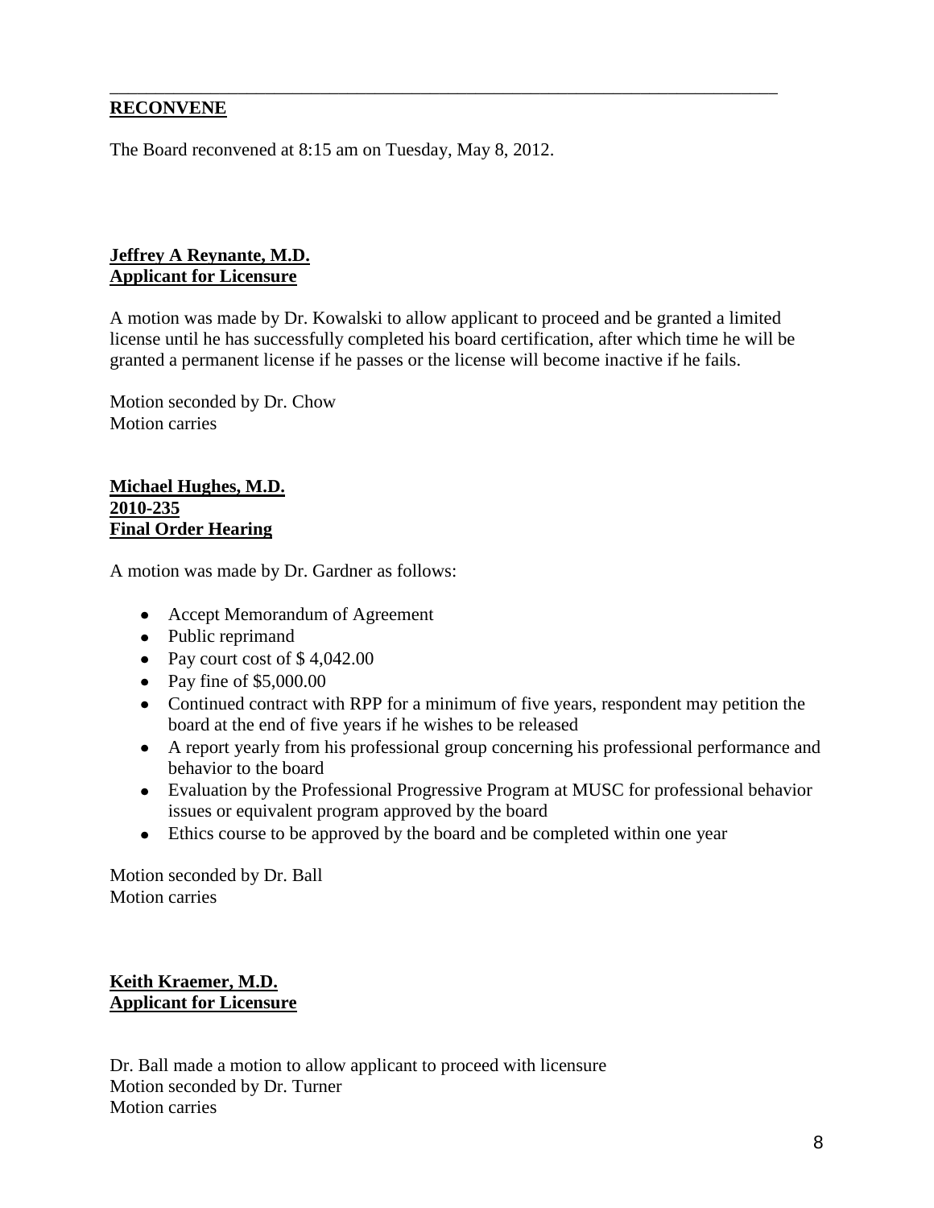---

**RECONVENE**

The Board reconvened at 8:15 am on Tuesday, May 8, 2012.

**Jeffrey A Reynante, M.D.**
**Applicant for Licensure**

A motion was made by Dr. Kowalski to allow applicant to proceed and be granted a limited license until he has successfully completed his board certification, after which time he will be granted a permanent license if he passes or the license will become inactive if he fails.

Motion seconded by Dr. Chow
Motion carries

**Michael Hughes, M.D.**
**2010-235**
**Final Order Hearing**

A motion was made by Dr. Gardner as follows:

- Accept Memorandum of Agreement
- Public reprimand
- Pay court cost of $ 4,042.00
- Pay fine of $5,000.00
- Continued contract with RPP for a minimum of five years, respondent may petition the board at the end of five years if he wishes to be released
- A report yearly from his professional group concerning his professional performance and behavior to the board
- Evaluation by the Professional Progressive Program at MUSC for professional behavior issues or equivalent program approved by the board
- Ethics course to be approved by the board and be completed within one year

Motion seconded by Dr. Ball
Motion carries

**Keith Kraemer, M.D.**
**Applicant for Licensure**

Dr. Ball made a motion to allow applicant to proceed with licensure
Motion seconded by Dr. Turner
Motion carries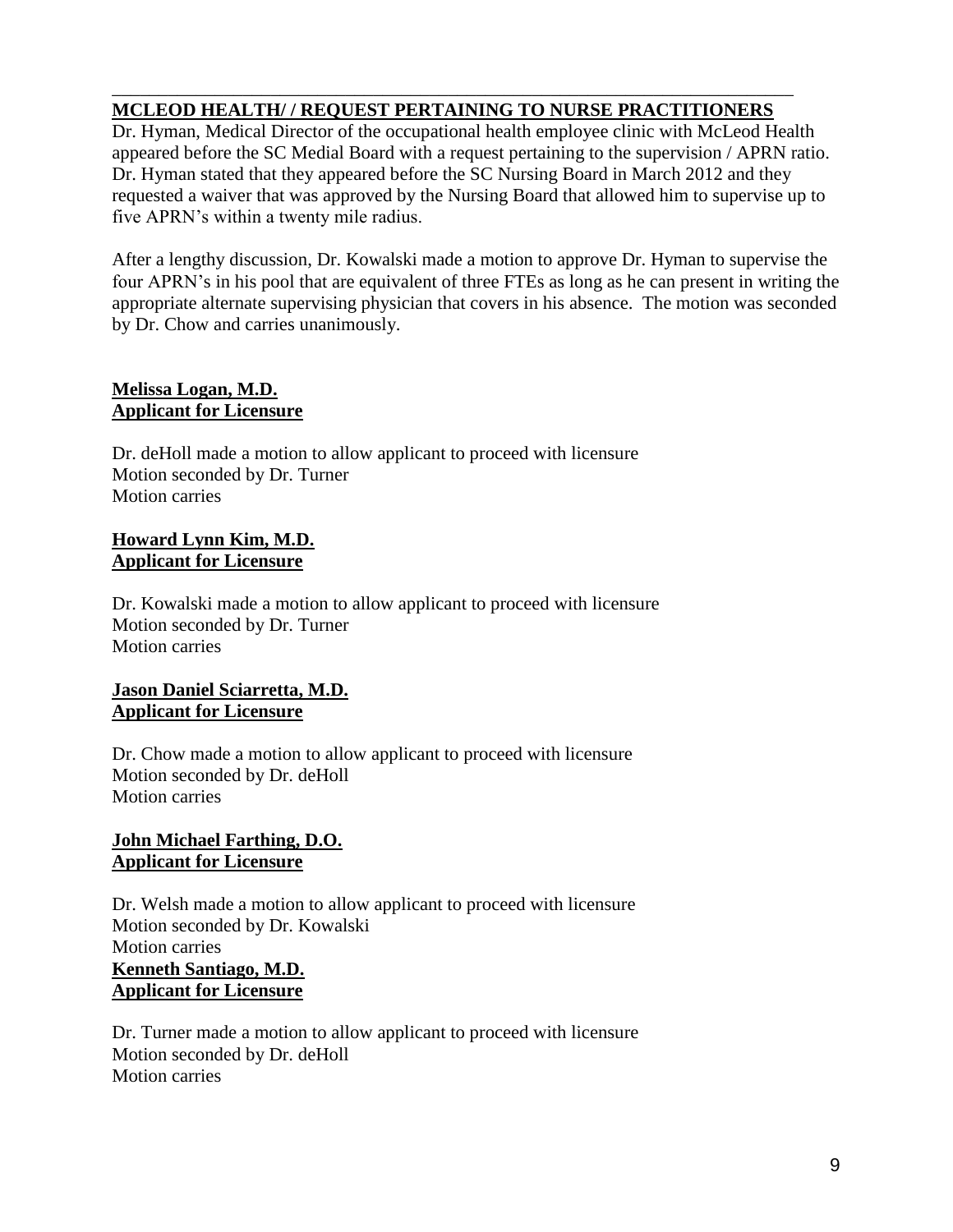## MCLEOD HEALTH/ / REQUEST PERTAINING TO NURSE PRACTITIONERS

Dr. Hyman, Medical Director of the occupational health employee clinic with McLeod Health appeared before the SC Medial Board with a request pertaining to the supervision / APRN ratio. Dr. Hyman stated that they appeared before the SC Nursing Board in March 2012 and they requested a waiver that was approved by the Nursing Board that allowed him to supervise up to five APRN's within a twenty mile radius.

After a lengthy discussion, Dr. Kowalski made a motion to approve Dr. Hyman to supervise the four APRN's in his pool that are equivalent of three FTEs as long as he can present in writing the appropriate alternate supervising physician that covers in his absence. The motion was seconded by Dr. Chow and carries unanimously.

**Melissa Logan, M.D.**
**Applicant for Licensure**

Dr. deHoll made a motion to allow applicant to proceed with licensure
Motion seconded by Dr. Turner
Motion carries

**Howard Lynn Kim, M.D.**
**Applicant for Licensure**

Dr. Kowalski made a motion to allow applicant to proceed with licensure
Motion seconded by Dr. Turner
Motion carries

**Jason Daniel Sciarretta, M.D.**
**Applicant for Licensure**

Dr. Chow made a motion to allow applicant to proceed with licensure
Motion seconded by Dr. deHoll
Motion carries

**John Michael Farthing, D.O.**
**Applicant for Licensure**

Dr. Welsh made a motion to allow applicant to proceed with licensure
Motion seconded by Dr. Kowalski
Motion carries

**Kenneth Santiago, M.D.**
**Applicant for Licensure**

Dr. Turner made a motion to allow applicant to proceed with licensure
Motion seconded by Dr. deHoll
Motion carries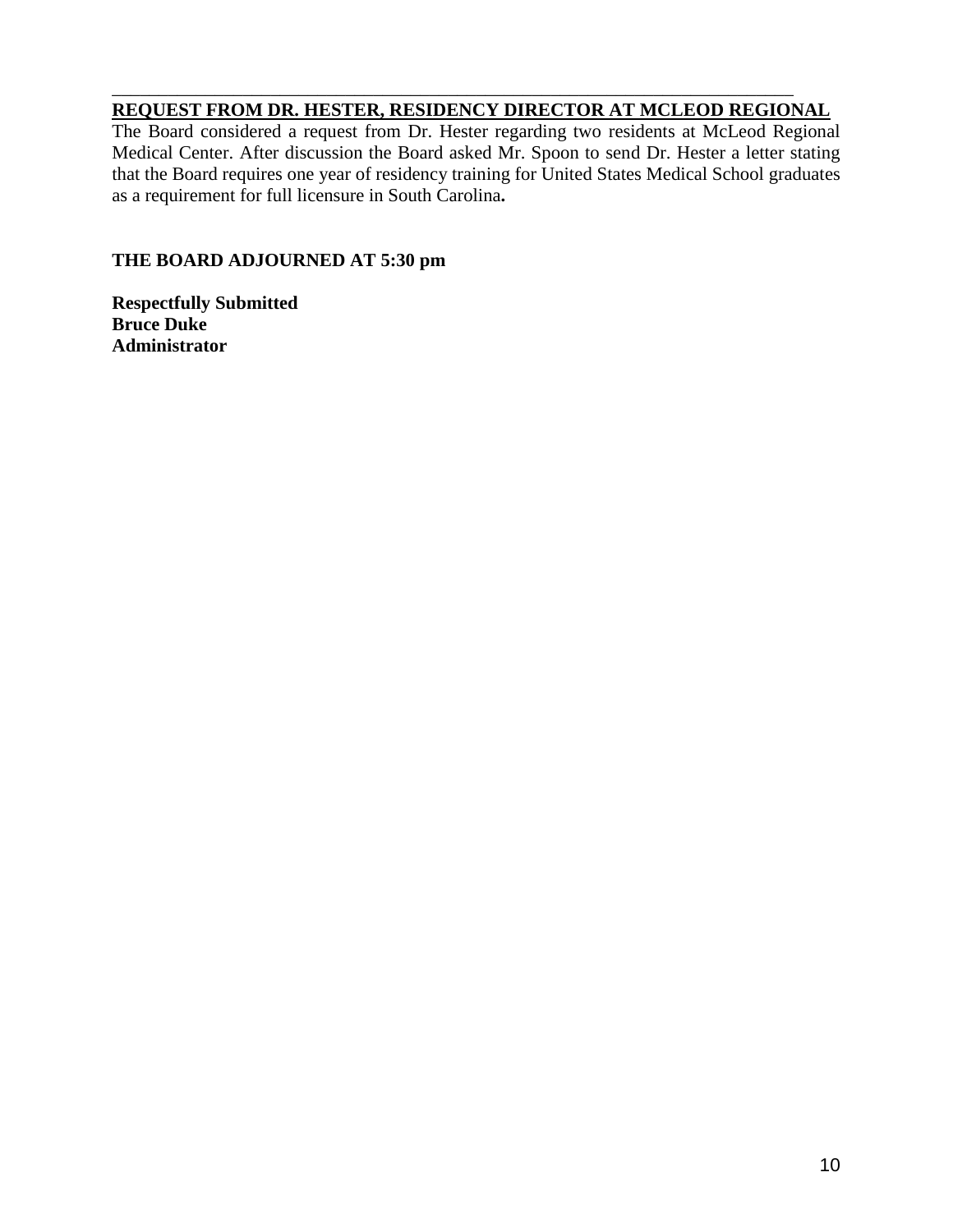**REQUEST FROM DR. HESTER, RESIDENCY DIRECTOR AT MCLEOD REGIONAL**

The Board considered a request from Dr. Hester regarding two residents at McLeod Regional Medical Center. After discussion the Board asked Mr. Spoon to send Dr. Hester a letter stating that the Board requires one year of residency training for United States Medical School graduates as a requirement for full licensure in South Carolina**.**

**THE BOARD ADJOURNED AT 5:30 pm**

**Respectfully Submitted**
**Bruce Duke**
**Administrator**